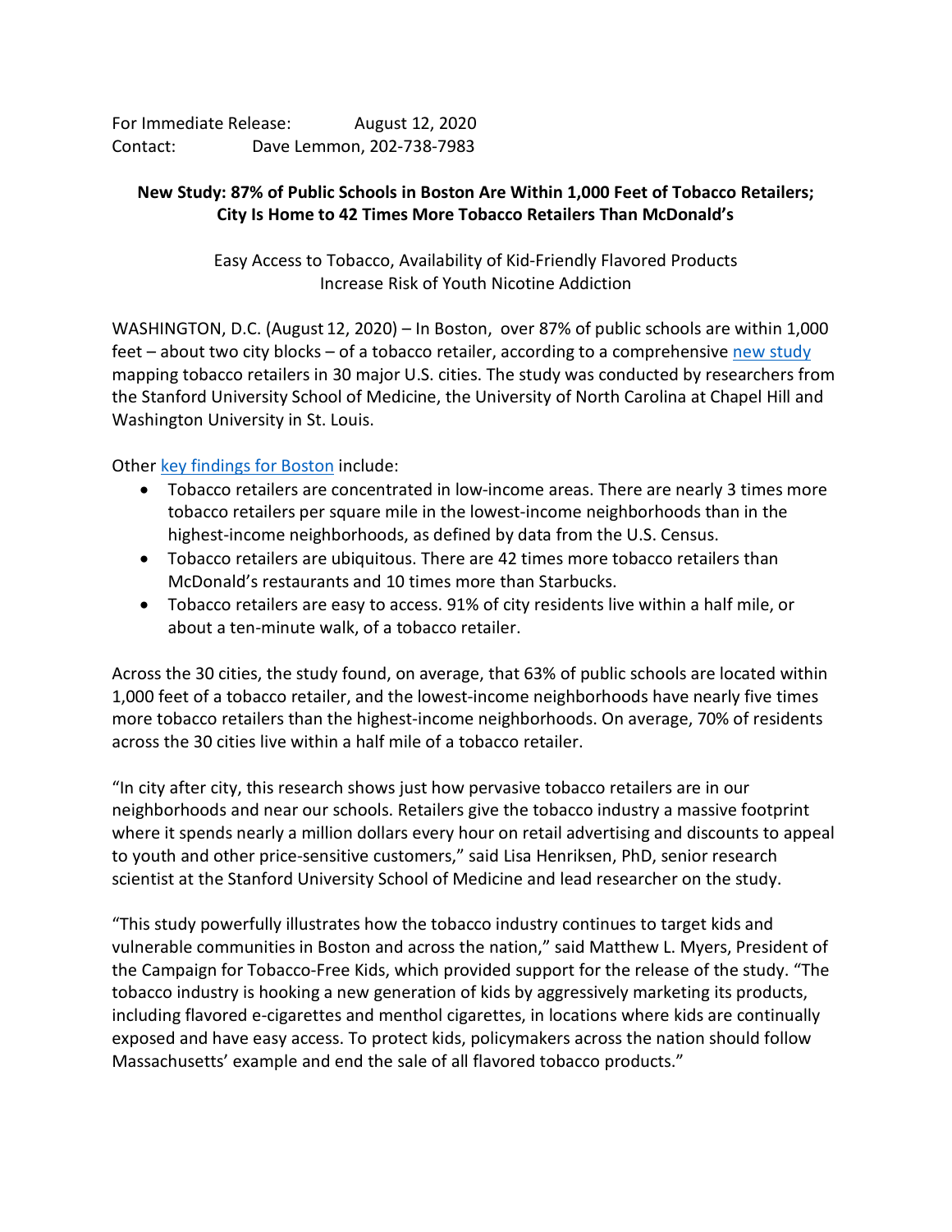For Immediate Release: August 12, 2020
Contact: Dave Lemmon, 202-738-7983

**New Study: 87% of Public Schools in Boston Are Within 1,000 Feet of Tobacco Retailers; City Is Home to 42 Times More Tobacco Retailers Than McDonald's**

Easy Access to Tobacco, Availability of Kid-Friendly Flavored Products Increase Risk of Youth Nicotine Addiction

WASHINGTON, D.C. (August 12, 2020) – In Boston, over 87% of public schools are within 1,000 feet – about two city blocks – of a tobacco retailer, according to a comprehensive new study mapping tobacco retailers in 30 major U.S. cities. The study was conducted by researchers from the Stanford University School of Medicine, the University of North Carolina at Chapel Hill and Washington University in St. Louis.

Other key findings for Boston include:

- Tobacco retailers are concentrated in low-income areas. There are nearly 3 times more tobacco retailers per square mile in the lowest-income neighborhoods than in the highest-income neighborhoods, as defined by data from the U.S. Census.
- Tobacco retailers are ubiquitous. There are 42 times more tobacco retailers than McDonald's restaurants and 10 times more than Starbucks.
- Tobacco retailers are easy to access. 91% of city residents live within a half mile, or about a ten-minute walk, of a tobacco retailer.

Across the 30 cities, the study found, on average, that 63% of public schools are located within 1,000 feet of a tobacco retailer, and the lowest-income neighborhoods have nearly five times more tobacco retailers than the highest-income neighborhoods. On average, 70% of residents across the 30 cities live within a half mile of a tobacco retailer.

"In city after city, this research shows just how pervasive tobacco retailers are in our neighborhoods and near our schools. Retailers give the tobacco industry a massive footprint where it spends nearly a million dollars every hour on retail advertising and discounts to appeal to youth and other price-sensitive customers," said Lisa Henriksen, PhD, senior research scientist at the Stanford University School of Medicine and lead researcher on the study.

"This study powerfully illustrates how the tobacco industry continues to target kids and vulnerable communities in Boston and across the nation," said Matthew L. Myers, President of the Campaign for Tobacco-Free Kids, which provided support for the release of the study. "The tobacco industry is hooking a new generation of kids by aggressively marketing its products, including flavored e-cigarettes and menthol cigarettes, in locations where kids are continually exposed and have easy access. To protect kids, policymakers across the nation should follow Massachusetts' example and end the sale of all flavored tobacco products."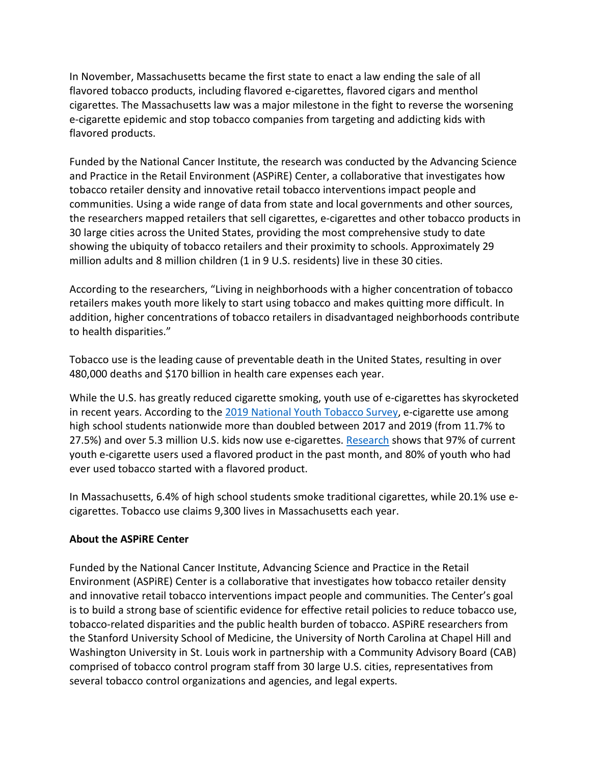In November, Massachusetts became the first state to enact a law ending the sale of all flavored tobacco products, including flavored e-cigarettes, flavored cigars and menthol cigarettes. The Massachusetts law was a major milestone in the fight to reverse the worsening e-cigarette epidemic and stop tobacco companies from targeting and addicting kids with flavored products.

Funded by the National Cancer Institute, the research was conducted by the Advancing Science and Practice in the Retail Environment (ASPiRE) Center, a collaborative that investigates how tobacco retailer density and innovative retail tobacco interventions impact people and communities. Using a wide range of data from state and local governments and other sources, the researchers mapped retailers that sell cigarettes, e-cigarettes and other tobacco products in 30 large cities across the United States, providing the most comprehensive study to date showing the ubiquity of tobacco retailers and their proximity to schools. Approximately 29 million adults and 8 million children (1 in 9 U.S. residents) live in these 30 cities.

According to the researchers, "Living in neighborhoods with a higher concentration of tobacco retailers makes youth more likely to start using tobacco and makes quitting more difficult. In addition, higher concentrations of tobacco retailers in disadvantaged neighborhoods contribute to health disparities."

Tobacco use is the leading cause of preventable death in the United States, resulting in over 480,000 deaths and $170 billion in health care expenses each year.

While the U.S. has greatly reduced cigarette smoking, youth use of e-cigarettes has skyrocketed in recent years. According to the 2019 National Youth Tobacco Survey, e-cigarette use among high school students nationwide more than doubled between 2017 and 2019 (from 11.7% to 27.5%) and over 5.3 million U.S. kids now use e-cigarettes. Research shows that 97% of current youth e-cigarette users used a flavored product in the past month, and 80% of youth who had ever used tobacco started with a flavored product.

In Massachusetts, 6.4% of high school students smoke traditional cigarettes, while 20.1% use e-cigarettes. Tobacco use claims 9,300 lives in Massachusetts each year.

**About the ASPiRE Center**

Funded by the National Cancer Institute, Advancing Science and Practice in the Retail Environment (ASPiRE) Center is a collaborative that investigates how tobacco retailer density and innovative retail tobacco interventions impact people and communities. The Center's goal is to build a strong base of scientific evidence for effective retail policies to reduce tobacco use, tobacco-related disparities and the public health burden of tobacco. ASPiRE researchers from the Stanford University School of Medicine, the University of North Carolina at Chapel Hill and Washington University in St. Louis work in partnership with a Community Advisory Board (CAB) comprised of tobacco control program staff from 30 large U.S. cities, representatives from several tobacco control organizations and agencies, and legal experts.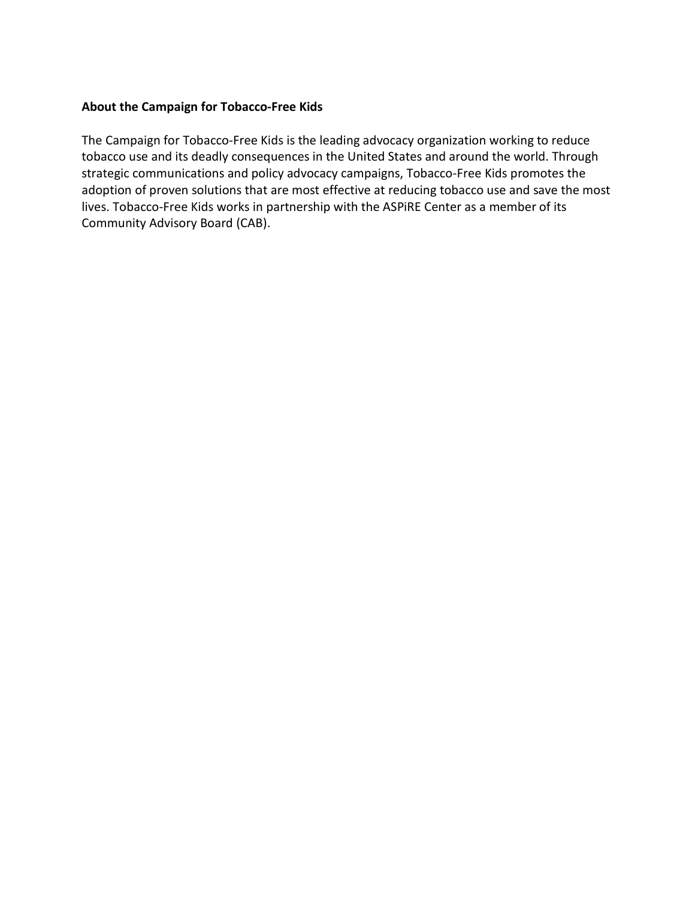**About the Campaign for Tobacco-Free Kids**

The Campaign for Tobacco-Free Kids is the leading advocacy organization working to reduce tobacco use and its deadly consequences in the United States and around the world. Through strategic communications and policy advocacy campaigns, Tobacco-Free Kids promotes the adoption of proven solutions that are most effective at reducing tobacco use and save the most lives. Tobacco-Free Kids works in partnership with the ASPiRE Center as a member of its Community Advisory Board (CAB).